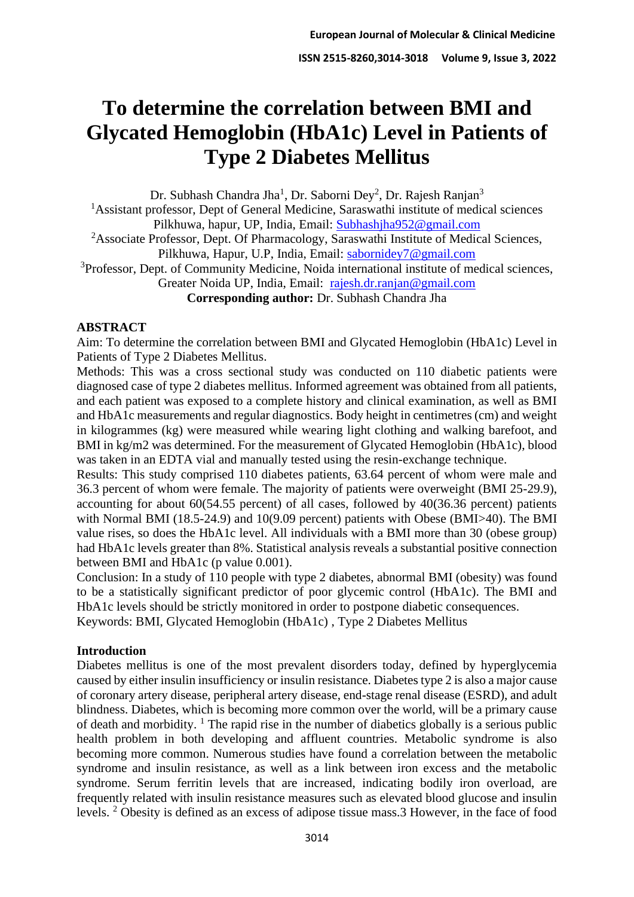# To determine the correlation between BMI and Glycated Hemoglobin (HbA1c) Level in Patients of Type 2 Diabetes Mellitus

Dr. Subhash Chandra Jha[1], Dr. Saborni Dey[2], Dr. Rajesh Ranjan[3]

[1]Assistant professor, Dept of General Medicine, Saraswathi institute of medical sciences Pilkhuwa, hapur, UP, India, Email: Subhashjha952@gmail.com

[2]Associate Professor, Dept. Of Pharmacology, Saraswathi Institute of Medical Sciences, Pilkhuwa, Hapur, U.P, India, Email: sabornidey7@gmail.com

[3]Professor, Dept. of Community Medicine, Noida international institute of medical sciences, Greater Noida UP, India, Email: rajesh.dr.ranjan@gmail.com

**Corresponding author:** Dr. Subhash Chandra Jha

## ABSTRACT

Aim: To determine the correlation between BMI and Glycated Hemoglobin (HbA1c) Level in Patients of Type 2 Diabetes Mellitus.

Methods: This was a cross sectional study was conducted on 110 diabetic patients were diagnosed case of type 2 diabetes mellitus. Informed agreement was obtained from all patients, and each patient was exposed to a complete history and clinical examination, as well as BMI and HbA1c measurements and regular diagnostics. Body height in centimetres (cm) and weight in kilogrammes (kg) were measured while wearing light clothing and walking barefoot, and BMI in kg/m2 was determined. For the measurement of Glycated Hemoglobin (HbA1c), blood was taken in an EDTA vial and manually tested using the resin-exchange technique.

Results: This study comprised 110 diabetes patients, 63.64 percent of whom were male and 36.3 percent of whom were female. The majority of patients were overweight (BMI 25-29.9), accounting for about 60(54.55 percent) of all cases, followed by 40(36.36 percent) patients with Normal BMI (18.5-24.9) and 10(9.09 percent) patients with Obese (BMI>40). The BMI value rises, so does the HbA1c level. All individuals with a BMI more than 30 (obese group) had HbA1c levels greater than 8%. Statistical analysis reveals a substantial positive connection between BMI and HbA1c (p value 0.001).

Conclusion: In a study of 110 people with type 2 diabetes, abnormal BMI (obesity) was found to be a statistically significant predictor of poor glycemic control (HbA1c). The BMI and HbA1c levels should be strictly monitored in order to postpone diabetic consequences.

Keywords: BMI, Glycated Hemoglobin (HbA1c) , Type 2 Diabetes Mellitus

## Introduction

Diabetes mellitus is one of the most prevalent disorders today, defined by hyperglycemia caused by either insulin insufficiency or insulin resistance. Diabetes type 2 is also a major cause of coronary artery disease, peripheral artery disease, end-stage renal disease (ESRD), and adult blindness. Diabetes, which is becoming more common over the world, will be a primary cause of death and morbidity. [1] The rapid rise in the number of diabetics globally is a serious public health problem in both developing and affluent countries. Metabolic syndrome is also becoming more common. Numerous studies have found a correlation between the metabolic syndrome and insulin resistance, as well as a link between iron excess and the metabolic syndrome. Serum ferritin levels that are increased, indicating bodily iron overload, are frequently related with insulin resistance measures such as elevated blood glucose and insulin levels. [2] Obesity is defined as an excess of adipose tissue mass.3 However, in the face of food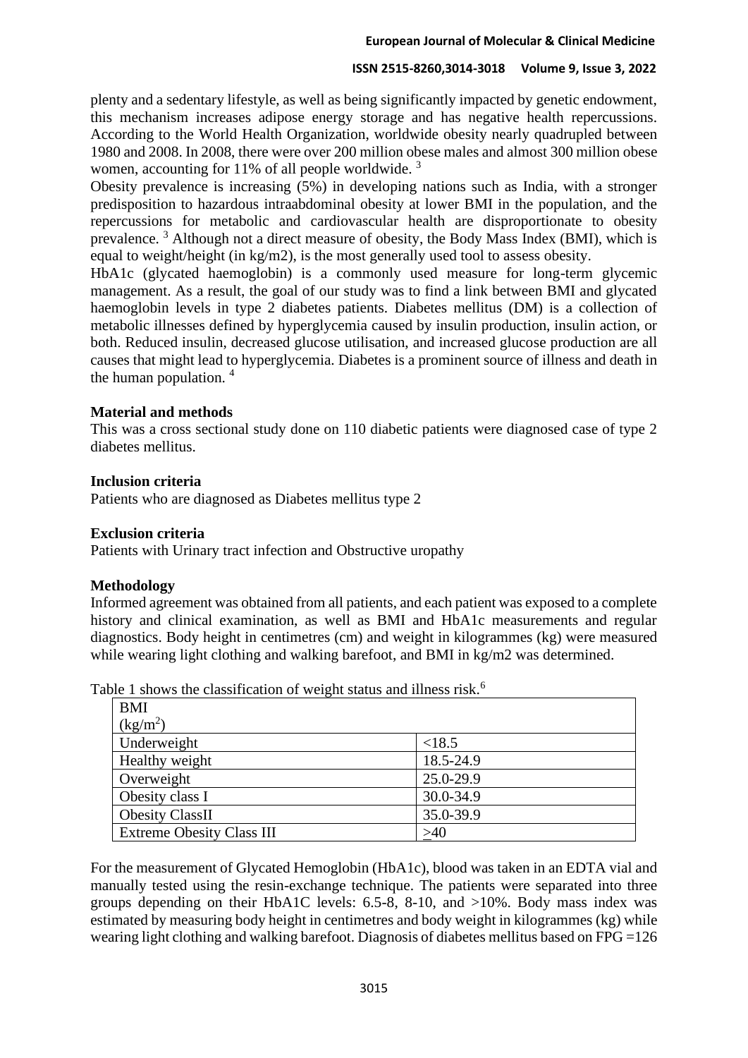plenty and a sedentary lifestyle, as well as being significantly impacted by genetic endowment, this mechanism increases adipose energy storage and has negative health repercussions. According to the World Health Organization, worldwide obesity nearly quadrupled between 1980 and 2008. In 2008, there were over 200 million obese males and almost 300 million obese women, accounting for 11% of all people worldwide. [3]

Obesity prevalence is increasing (5%) in developing nations such as India, with a stronger predisposition to hazardous intraabdominal obesity at lower BMI in the population, and the repercussions for metabolic and cardiovascular health are disproportionate to obesity prevalence. [3] Although not a direct measure of obesity, the Body Mass Index (BMI), which is equal to weight/height (in kg/m2), is the most generally used tool to assess obesity.

HbA1c (glycated haemoglobin) is a commonly used measure for long-term glycemic management. As a result, the goal of our study was to find a link between BMI and glycated haemoglobin levels in type 2 diabetes patients. Diabetes mellitus (DM) is a collection of metabolic illnesses defined by hyperglycemia caused by insulin production, insulin action, or both. Reduced insulin, decreased glucose utilisation, and increased glucose production are all causes that might lead to hyperglycemia. Diabetes is a prominent source of illness and death in the human population. [4]

**Material and methods**

This was a cross sectional study done on 110 diabetic patients were diagnosed case of type 2 diabetes mellitus.

**Inclusion criteria**

Patients who are diagnosed as Diabetes mellitus type 2

**Exclusion criteria**

Patients with Urinary tract infection and Obstructive uropathy

**Methodology**

Informed agreement was obtained from all patients, and each patient was exposed to a complete history and clinical examination, as well as BMI and HbA1c measurements and regular diagnostics. Body height in centimetres (cm) and weight in kilogrammes (kg) were measured while wearing light clothing and walking barefoot, and BMI in kg/m2 was determined.

Table 1 shows the classification of weight status and illness risk.[6]

| BMI ($kg/m^2$) | |
|---|---|
| Underweight | <18.5 |
| Healthy weight | 18.5-24.9 |
| Overweight | 25.0-29.9 |
| Obesity class I | 30.0-34.9 |
| Obesity ClassII | 35.0-39.9 |
| Extreme Obesity Class III | $\geq$40 |

For the measurement of Glycated Hemoglobin (HbA1c), blood was taken in an EDTA vial and manually tested using the resin-exchange technique. The patients were separated into three groups depending on their HbA1C levels: 6.5-8, 8-10, and >10%. Body mass index was estimated by measuring body height in centimetres and body weight in kilogrammes (kg) while wearing light clothing and walking barefoot. Diagnosis of diabetes mellitus based on FPG =126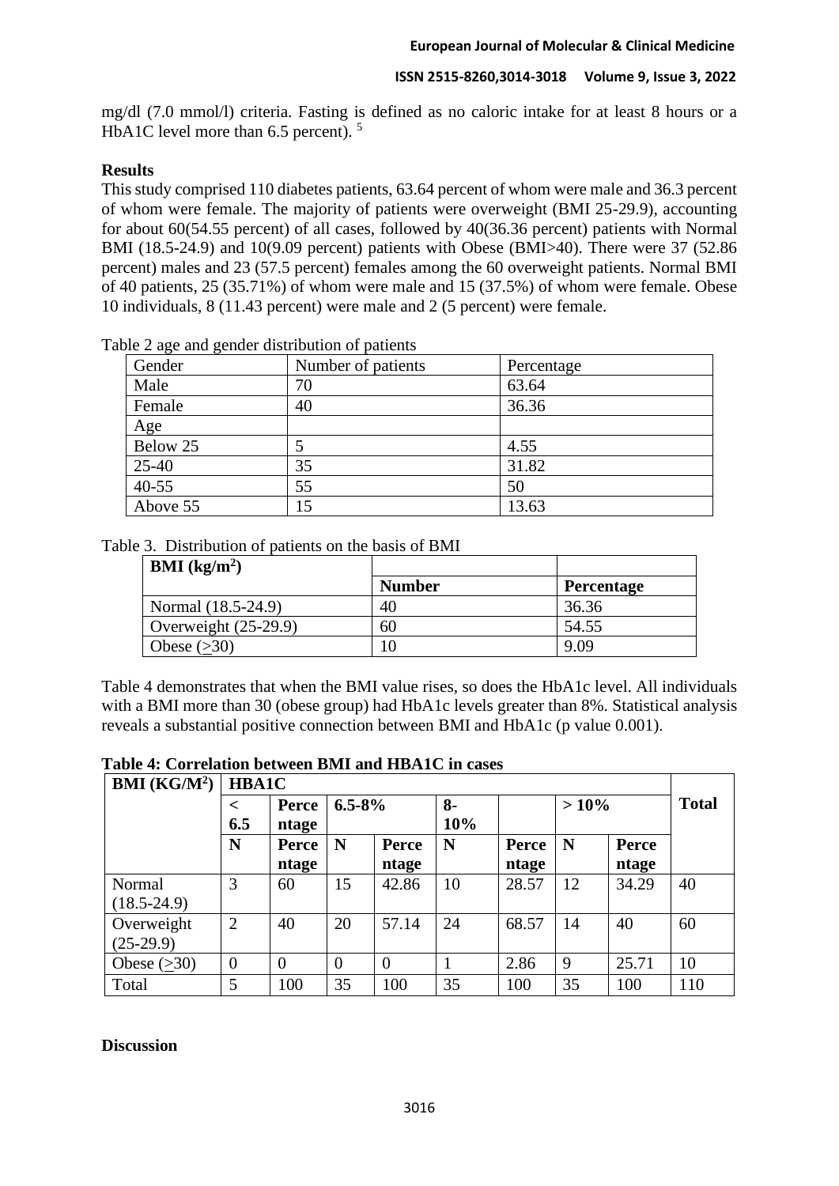mg/dl (7.0 mmol/l) criteria. Fasting is defined as no caloric intake for at least 8 hours or a HbA1C level more than 6.5 percent). [5]

**Results**

This study comprised 110 diabetes patients, 63.64 percent of whom were male and 36.3 percent of whom were female. The majority of patients were overweight (BMI 25-29.9), accounting for about 60(54.55 percent) of all cases, followed by 40(36.36 percent) patients with Normal BMI (18.5-24.9) and 10(9.09 percent) patients with Obese (BMI>40). There were 37 (52.86 percent) males and 23 (57.5 percent) females among the 60 overweight patients. Normal BMI of 40 patients, 25 (35.71%) of whom were male and 15 (37.5%) of whom were female. Obese 10 individuals, 8 (11.43 percent) were male and 2 (5 percent) were female.

Table 2 age and gender distribution of patients

| Gender | Number of patients | Percentage |
|---|---|---|
| Male | 70 | 63.64 |
| Female | 40 | 36.36 |
| Age | | |
| Below 25 | 5 | 4.55 |
| 25-40 | 35 | 31.82 |
| 40-55 | 55 | 50 |
| Above 55 | 15 | 13.63 |

Table 3. Distribution of patients on the basis of BMI

| **BMI ($kg/m^2$)** | **Number** | **Percentage** |
|---|---|---|
| Normal (18.5-24.9) | 40 | 36.36 |
| Overweight (25-29.9) | 60 | 54.55 |
| Obese (≥30) | 10 | 9.09 |

Table 4 demonstrates that when the BMI value rises, so does the HbA1c level. All individuals with a BMI more than 30 (obese group) had HbA1c levels greater than 8%. Statistical analysis reveals a substantial positive connection between BMI and HbA1c (p value 0.001).

**Table 4: Correlation between BMI and HBA1C in cases**

| **BMI ($KG/M^2$)** | **HBA1C** | | | | | | | | **Total** |
|---|---|---|---|---|---|---|---|---|---|
| | **< 6.5** | **Percentage** | **6.5-8%** | | **8-10%** | | **> 10%** | | |
| | **N** | **Percentage** | **N** | **Percentage** | **N** | **Percentage** | **N** | **Percentage** | |
| Normal (18.5-24.9) | 3 | 60 | 15 | 42.86 | 10 | 28.57 | 12 | 34.29 | 40 |
| Overweight (25-29.9) | 2 | 40 | 20 | 57.14 | 24 | 68.57 | 14 | 40 | 60 |
| Obese (≥30) | 0 | 0 | 0 | 0 | 1 | 2.86 | 9 | 25.71 | 10 |
| Total | 5 | 100 | 35 | 100 | 35 | 100 | 35 | 100 | 110 |

**Discussion**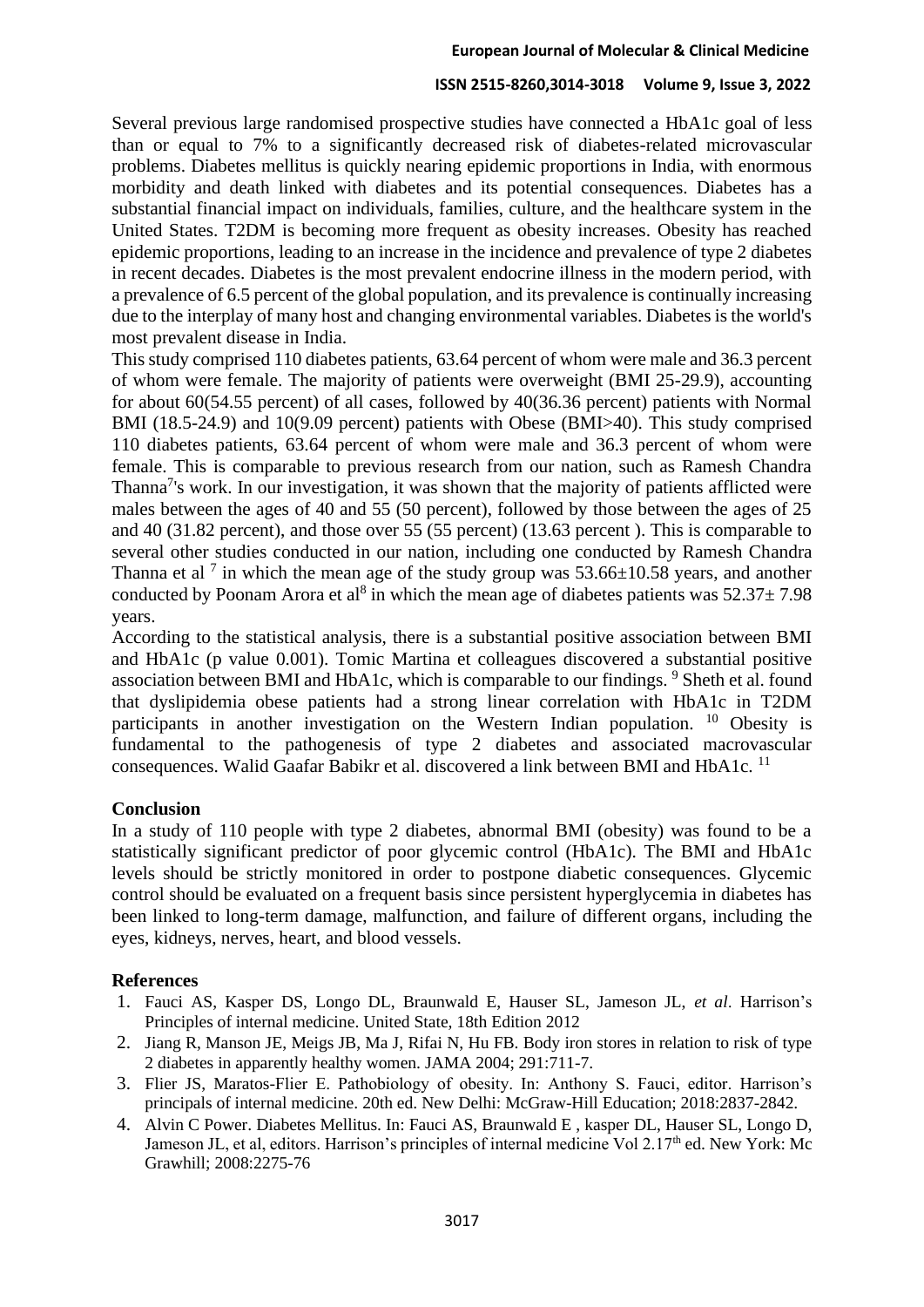Several previous large randomised prospective studies have connected a HbA1c goal of less than or equal to 7% to a significantly decreased risk of diabetes-related microvascular problems. Diabetes mellitus is quickly nearing epidemic proportions in India, with enormous morbidity and death linked with diabetes and its potential consequences. Diabetes has a substantial financial impact on individuals, families, culture, and the healthcare system in the United States. T2DM is becoming more frequent as obesity increases. Obesity has reached epidemic proportions, leading to an increase in the incidence and prevalence of type 2 diabetes in recent decades. Diabetes is the most prevalent endocrine illness in the modern period, with a prevalence of 6.5 percent of the global population, and its prevalence is continually increasing due to the interplay of many host and changing environmental variables. Diabetes is the world's most prevalent disease in India.

This study comprised 110 diabetes patients, 63.64 percent of whom were male and 36.3 percent of whom were female. The majority of patients were overweight (BMI 25-29.9), accounting for about 60(54.55 percent) of all cases, followed by 40(36.36 percent) patients with Normal BMI (18.5-24.9) and 10(9.09 percent) patients with Obese (BMI>40). This study comprised 110 diabetes patients, 63.64 percent of whom were male and 36.3 percent of whom were female. This is comparable to previous research from our nation, such as Ramesh Chandra Thanna[7]'s work. In our investigation, it was shown that the majority of patients afflicted were males between the ages of 40 and 55 (50 percent), followed by those between the ages of 25 and 40 (31.82 percent), and those over 55 (55 percent) (13.63 percent ). This is comparable to several other studies conducted in our nation, including one conducted by Ramesh Chandra Thanna et al [7] in which the mean age of the study group was 53.66±10.58 years, and another conducted by Poonam Arora et al[8] in which the mean age of diabetes patients was 52.37± 7.98 years.

According to the statistical analysis, there is a substantial positive association between BMI and HbA1c (p value 0.001). Tomic Martina et colleagues discovered a substantial positive association between BMI and HbA1c, which is comparable to our findings. [9] Sheth et al. found that dyslipidemia obese patients had a strong linear correlation with HbA1c in T2DM participants in another investigation on the Western Indian population. [10] Obesity is fundamental to the pathogenesis of type 2 diabetes and associated macrovascular consequences. Walid Gaafar Babikr et al. discovered a link between BMI and HbA1c. [11]

## Conclusion

In a study of 110 people with type 2 diabetes, abnormal BMI (obesity) was found to be a statistically significant predictor of poor glycemic control (HbA1c). The BMI and HbA1c levels should be strictly monitored in order to postpone diabetic consequences. Glycemic control should be evaluated on a frequent basis since persistent hyperglycemia in diabetes has been linked to long-term damage, malfunction, and failure of different organs, including the eyes, kidneys, nerves, heart, and blood vessels.

## References

1. Fauci AS, Kasper DS, Longo DL, Braunwald E, Hauser SL, Jameson JL, *et al*. Harrison's Principles of internal medicine. United State, 18th Edition 2012
2. Jiang R, Manson JE, Meigs JB, Ma J, Rifai N, Hu FB. Body iron stores in relation to risk of type 2 diabetes in apparently healthy women. JAMA 2004; 291:711-7.
3. Flier JS, Maratos-Flier E. Pathobiology of obesity. In: Anthony S. Fauci, editor. Harrison's principals of internal medicine. 20th ed. New Delhi: McGraw-Hill Education; 2018:2837-2842.
4. Alvin C Power. Diabetes Mellitus. In: Fauci AS, Braunwald E , kasper DL, Hauser SL, Longo D, Jameson JL, et al, editors. Harrison's principles of internal medicine Vol 2.17th ed. New York: Mc Grawhill; 2008:2275-76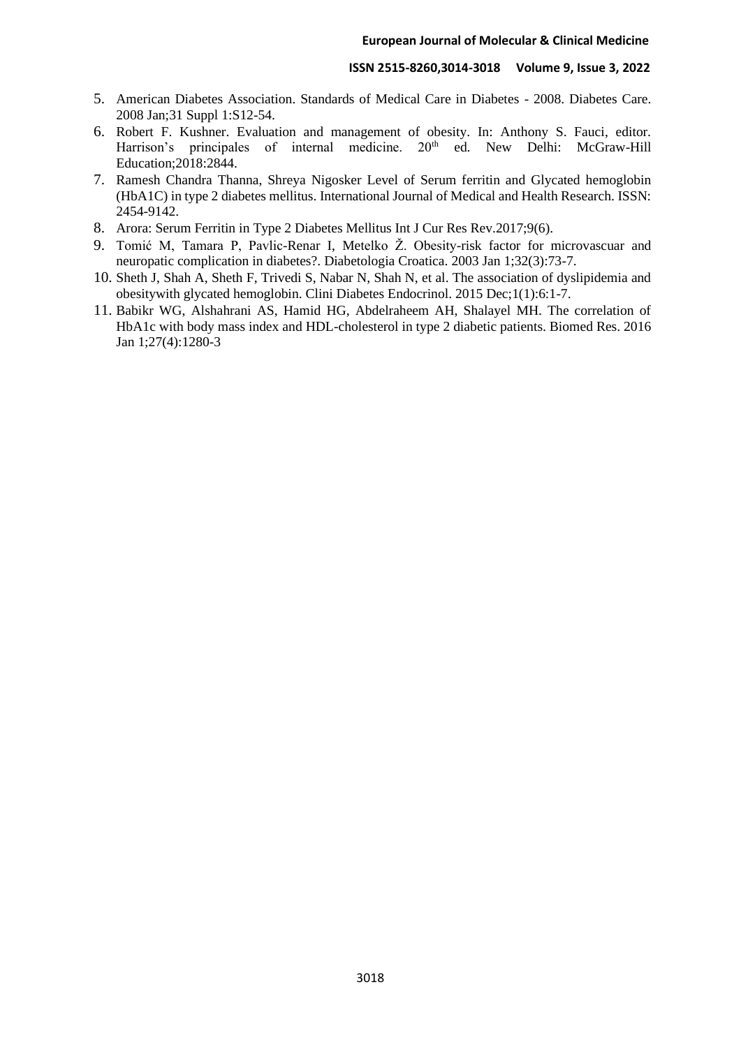5. American Diabetes Association. Standards of Medical Care in Diabetes - 2008. Diabetes Care. 2008 Jan;31 Suppl 1:S12-54.
6. Robert F. Kushner. Evaluation and management of obesity. In: Anthony S. Fauci, editor. Harrison's principales of internal medicine. 20th ed. New Delhi: McGraw-Hill Education;2018:2844.
7. Ramesh Chandra Thanna, Shreya Nigosker Level of Serum ferritin and Glycated hemoglobin (HbA1C) in type 2 diabetes mellitus. International Journal of Medical and Health Research. ISSN: 2454-9142.
8. Arora: Serum Ferritin in Type 2 Diabetes Mellitus Int J Cur Res Rev.2017;9(6).
9. Tomić M, Tamara P, Pavlic-Renar I, Metelko Ž. Obesity-risk factor for microvascuar and neuropatic complication in diabetes?. Diabetologia Croatica. 2003 Jan 1;32(3):73-7.
10. Sheth J, Shah A, Sheth F, Trivedi S, Nabar N, Shah N, et al. The association of dyslipidemia and obesitywith glycated hemoglobin. Clini Diabetes Endocrinol. 2015 Dec;1(1):6:1-7.
11. Babikr WG, Alshahrani AS, Hamid HG, Abdelraheem AH, Shalayel MH. The correlation of HbA1c with body mass index and HDL-cholesterol in type 2 diabetic patients. Biomed Res. 2016 Jan 1;27(4):1280-3